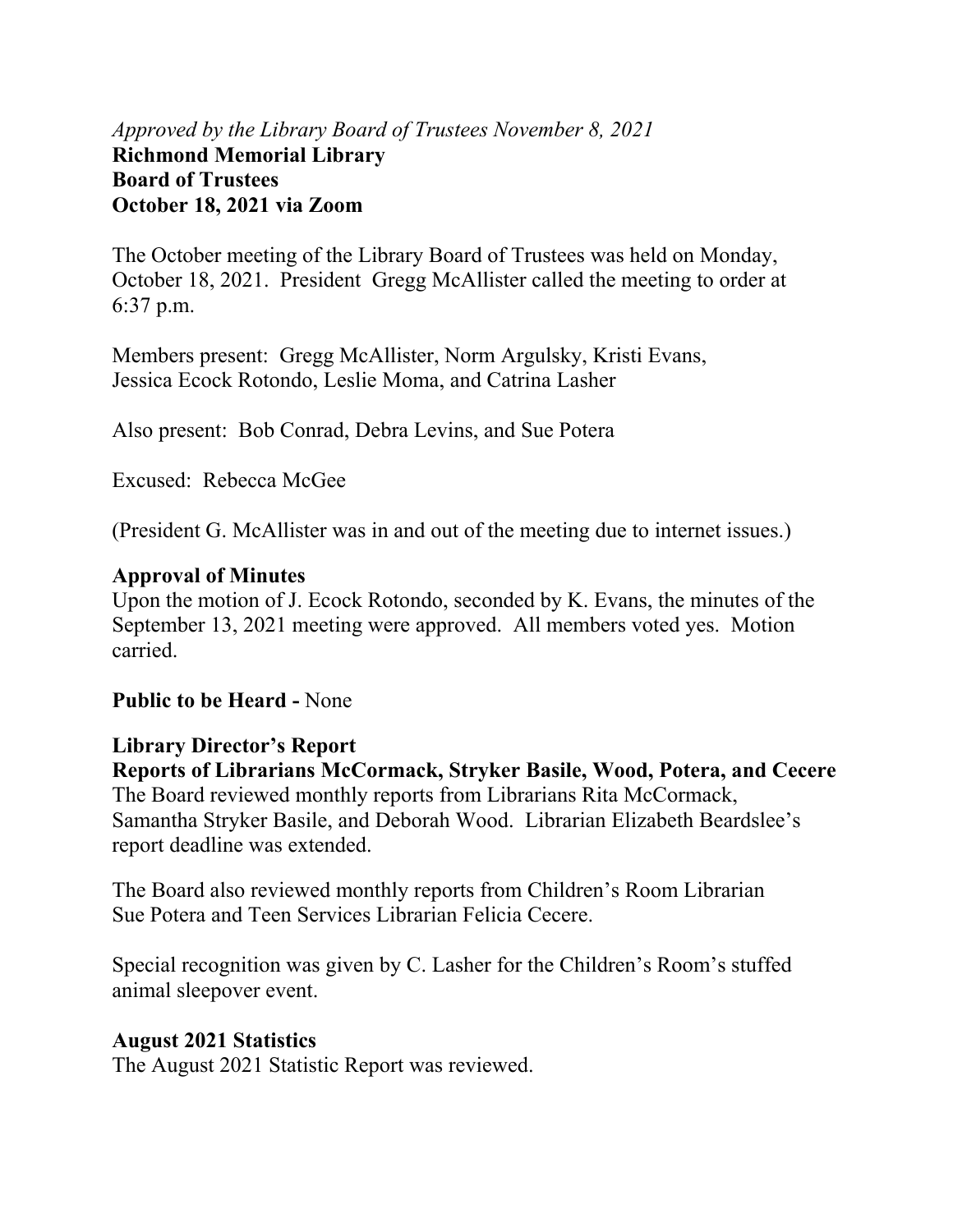*Approved by the Library Board of Trustees November 8, 2021*

**Richmond Memorial Library**
**Board of Trustees**
**October 18, 2021 via Zoom**

The October meeting of the Library Board of Trustees was held on Monday, October 18, 2021. President Gregg McAllister called the meeting to order at 6:37 p.m.

Members present: Gregg McAllister, Norm Argulsky, Kristi Evans, Jessica Ecock Rotondo, Leslie Moma, and Catrina Lasher

Also present: Bob Conrad, Debra Levins, and Sue Potera

Excused: Rebecca McGee

(President G. McAllister was in and out of the meeting due to internet issues.)

**Approval of Minutes**

Upon the motion of J. Ecock Rotondo, seconded by K. Evans, the minutes of the September 13, 2021 meeting were approved. All members voted yes. Motion carried.

**Public to be Heard -** None

**Library Director's Report**

**Reports of Librarians McCormack, Stryker Basile, Wood, Potera, and Cecere**

The Board reviewed monthly reports from Librarians Rita McCormack, Samantha Stryker Basile, and Deborah Wood. Librarian Elizabeth Beardslee's report deadline was extended.

The Board also reviewed monthly reports from Children's Room Librarian Sue Potera and Teen Services Librarian Felicia Cecere.

Special recognition was given by C. Lasher for the Children's Room's stuffed animal sleepover event.

**August 2021 Statistics**

The August 2021 Statistic Report was reviewed.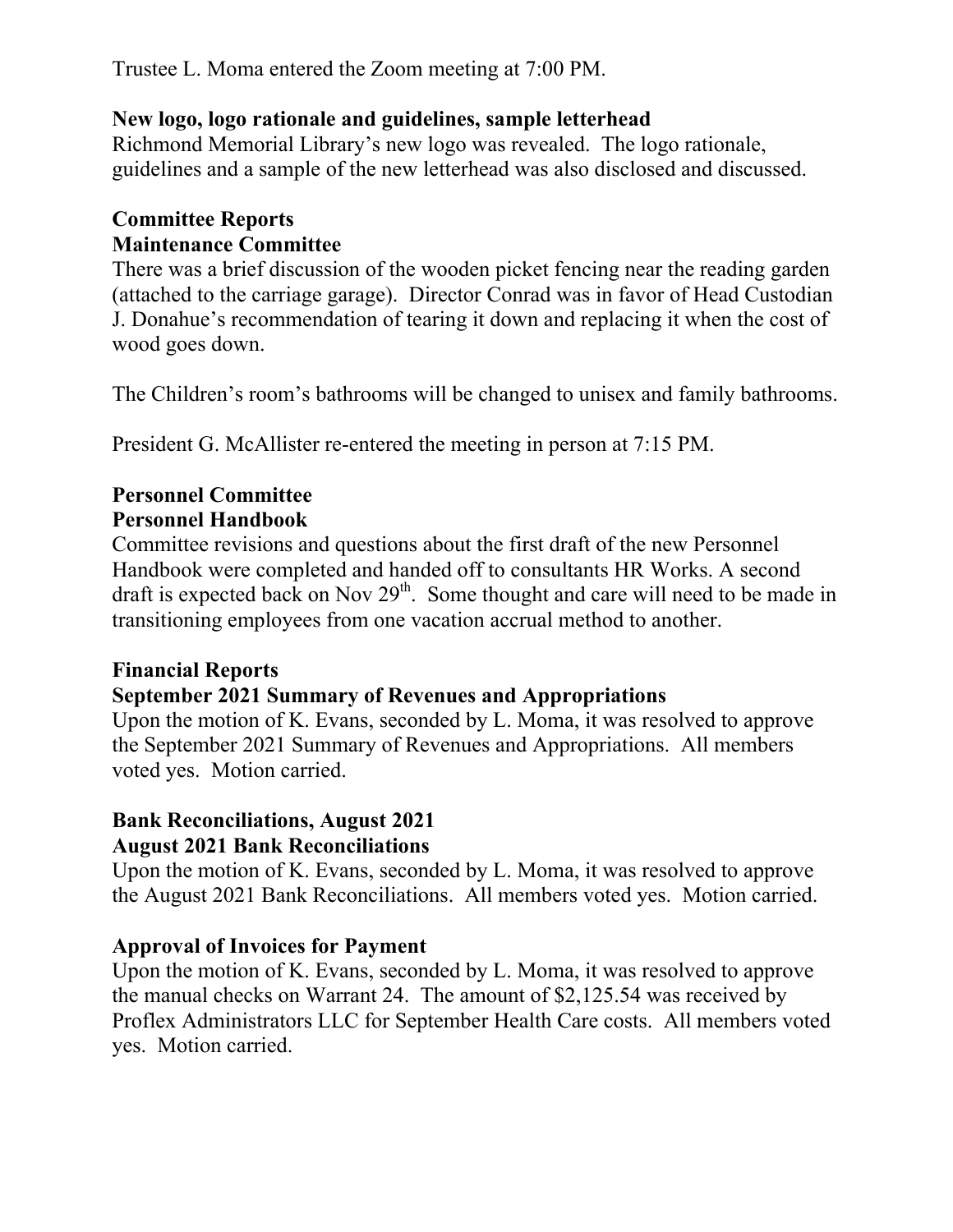Trustee L. Moma entered the Zoom meeting at 7:00 PM.

**New logo, logo rationale and guidelines, sample letterhead**

Richmond Memorial Library's new logo was revealed. The logo rationale, guidelines and a sample of the new letterhead was also disclosed and discussed.

**Committee Reports**

**Maintenance Committee**

There was a brief discussion of the wooden picket fencing near the reading garden (attached to the carriage garage). Director Conrad was in favor of Head Custodian J. Donahue's recommendation of tearing it down and replacing it when the cost of wood goes down.

The Children's room's bathrooms will be changed to unisex and family bathrooms.

President G. McAllister re-entered the meeting in person at 7:15 PM.

**Personnel Committee**

**Personnel Handbook**

Committee revisions and questions about the first draft of the new Personnel Handbook were completed and handed off to consultants HR Works. A second draft is expected back on Nov 29th. Some thought and care will need to be made in transitioning employees from one vacation accrual method to another.

**Financial Reports**

**September 2021 Summary of Revenues and Appropriations**

Upon the motion of K. Evans, seconded by L. Moma, it was resolved to approve the September 2021 Summary of Revenues and Appropriations. All members voted yes. Motion carried.

**Bank Reconciliations, August 2021**

**August 2021 Bank Reconciliations**

Upon the motion of K. Evans, seconded by L. Moma, it was resolved to approve the August 2021 Bank Reconciliations. All members voted yes. Motion carried.

**Approval of Invoices for Payment**

Upon the motion of K. Evans, seconded by L. Moma, it was resolved to approve the manual checks on Warrant 24. The amount of $2,125.54 was received by Proflex Administrators LLC for September Health Care costs. All members voted yes. Motion carried.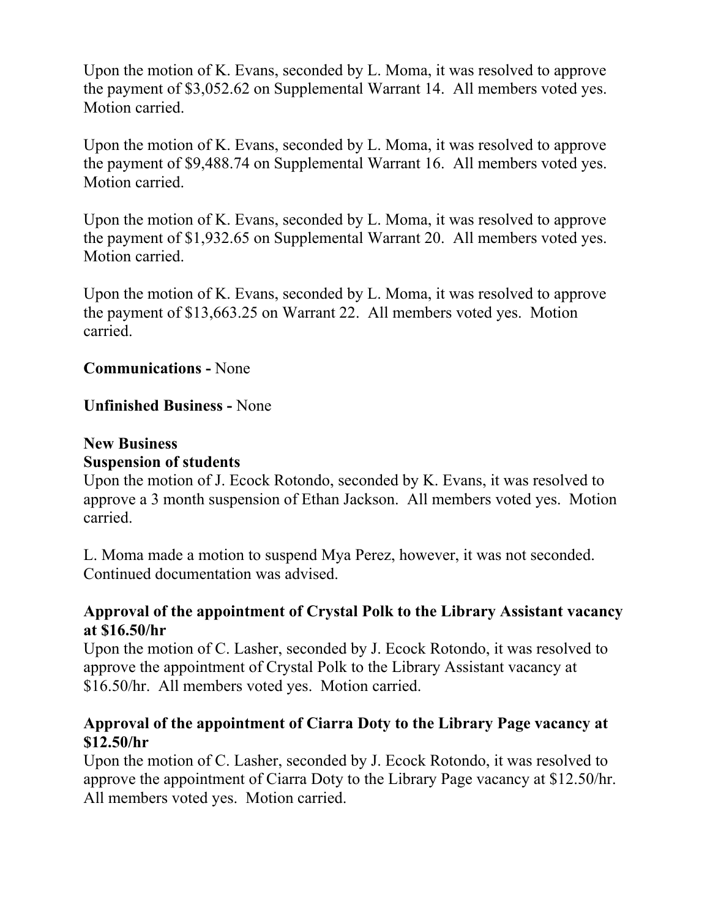Upon the motion of K. Evans, seconded by L. Moma, it was resolved to approve the payment of $3,052.62 on Supplemental Warrant 14. All members voted yes. Motion carried.

Upon the motion of K. Evans, seconded by L. Moma, it was resolved to approve the payment of $9,488.74 on Supplemental Warrant 16. All members voted yes. Motion carried.

Upon the motion of K. Evans, seconded by L. Moma, it was resolved to approve the payment of $1,932.65 on Supplemental Warrant 20. All members voted yes. Motion carried.

Upon the motion of K. Evans, seconded by L. Moma, it was resolved to approve the payment of $13,663.25 on Warrant 22. All members voted yes. Motion carried.

**Communications -** None

**Unfinished Business -** None

**New Business**

**Suspension of students**

Upon the motion of J. Ecock Rotondo, seconded by K. Evans, it was resolved to approve a 3 month suspension of Ethan Jackson. All members voted yes. Motion carried.

L. Moma made a motion to suspend Mya Perez, however, it was not seconded. Continued documentation was advised.

**Approval of the appointment of Crystal Polk to the Library Assistant vacancy at $16.50/hr**

Upon the motion of C. Lasher, seconded by J. Ecock Rotondo, it was resolved to approve the appointment of Crystal Polk to the Library Assistant vacancy at $16.50/hr. All members voted yes. Motion carried.

**Approval of the appointment of Ciarra Doty to the Library Page vacancy at $12.50/hr**

Upon the motion of C. Lasher, seconded by J. Ecock Rotondo, it was resolved to approve the appointment of Ciarra Doty to the Library Page vacancy at $12.50/hr. All members voted yes. Motion carried.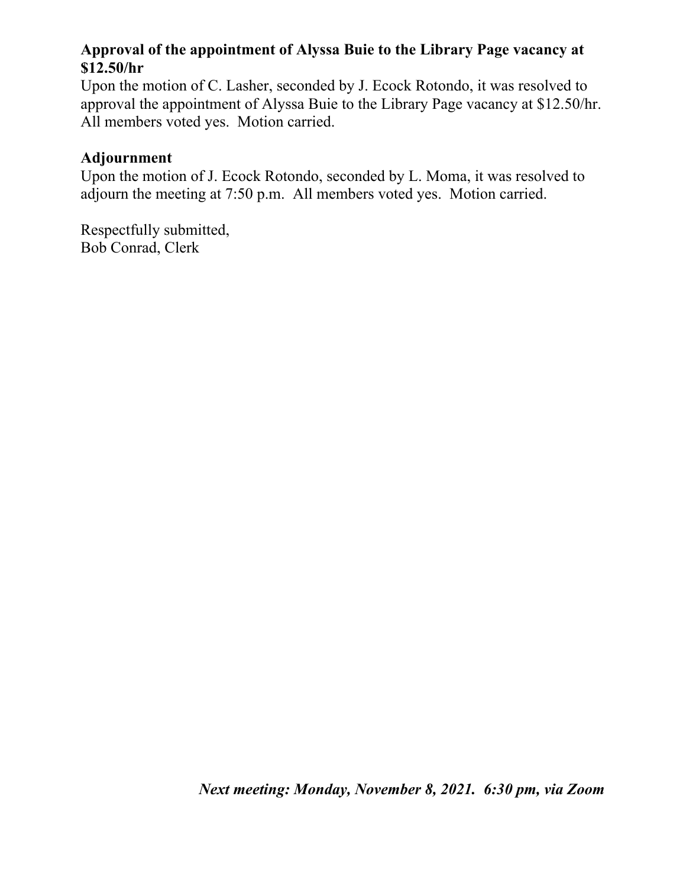**Approval of the appointment of Alyssa Buie to the Library Page vacancy at $12.50/hr**

Upon the motion of C. Lasher, seconded by J. Ecock Rotondo, it was resolved to approval the appointment of Alyssa Buie to the Library Page vacancy at $12.50/hr. All members voted yes. Motion carried.

**Adjournment**

Upon the motion of J. Ecock Rotondo, seconded by L. Moma, it was resolved to adjourn the meeting at 7:50 p.m. All members voted yes. Motion carried.

Respectfully submitted,
Bob Conrad, Clerk

***Next meeting: Monday, November 8, 2021. 6:30 pm, via Zoom***